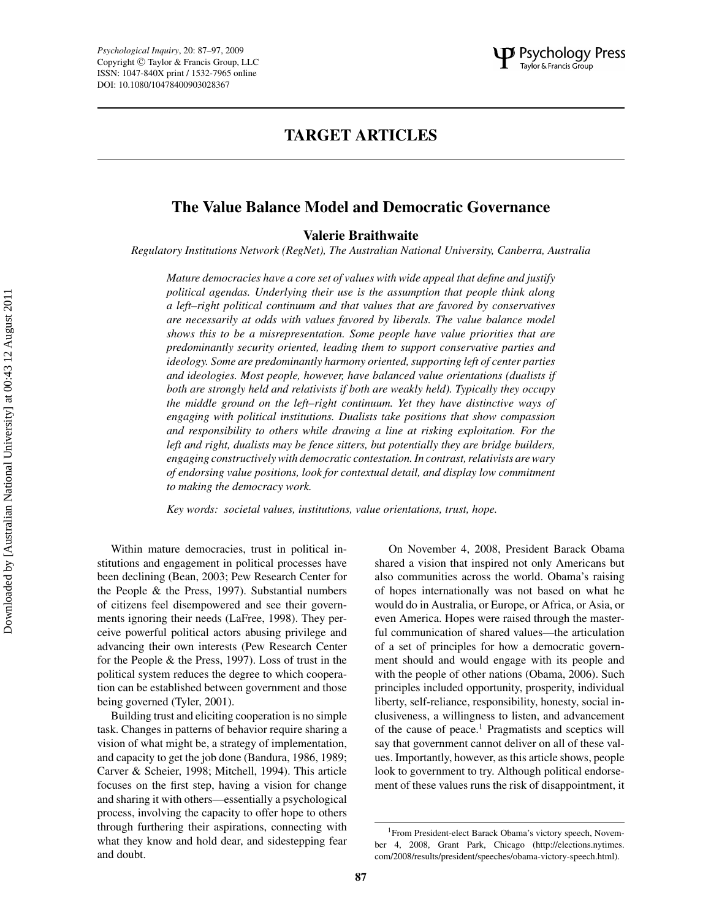# TARGET ARTICLES

## The Value Balance Model and Democratic Governance

**Valerie Braithwaite**

*Regulatory Institutions Network (RegNet), The Australian National University, Canberra, Australia*

*Mature democracies have a core set of values with wide appeal that define and justify political agendas. Underlying their use is the assumption that people think along a left–right political continuum and that values that are favored by conservatives are necessarily at odds with values favored by liberals. The value balance model shows this to be a misrepresentation. Some people have value priorities that are predominantly security oriented, leading them to support conservative parties and ideology. Some are predominantly harmony oriented, supporting left of center parties and ideologies. Most people, however, have balanced value orientations (dualists if both are strongly held and relativists if both are weakly held). Typically they occupy the middle ground on the left–right continuum. Yet they have distinctive ways of engaging with political institutions. Dualists take positions that show compassion and responsibility to others while drawing a line at risking exploitation. For the left and right, dualists may be fence sitters, but potentially they are bridge builders, engaging constructively with democratic contestation. In contrast, relativists are wary of endorsing value positions, look for contextual detail, and display low commitment to making the democracy work.*

*Key words: societal values, institutions, value orientations, trust, hope.*

Within mature democracies, trust in political institutions and engagement in political processes have been declining (Bean, 2003; Pew Research Center for the People & the Press, 1997). Substantial numbers of citizens feel disempowered and see their governments ignoring their needs (LaFree, 1998). They perceive powerful political actors abusing privilege and advancing their own interests (Pew Research Center for the People & the Press, 1997). Loss of trust in the political system reduces the degree to which cooperation can be established between government and those being governed (Tyler, 2001).

Building trust and eliciting cooperation is no simple task. Changes in patterns of behavior require sharing a vision of what might be, a strategy of implementation, and capacity to get the job done (Bandura, 1986, 1989; Carver & Scheier, 1998; Mitchell, 1994). This article focuses on the first step, having a vision for change and sharing it with others—essentially a psychological process, involving the capacity to offer hope to others through furthering their aspirations, connecting with what they know and hold dear, and sidestepping fear and doubt.

On November 4, 2008, President Barack Obama shared a vision that inspired not only Americans but also communities across the world. Obama's raising of hopes internationally was not based on what he would do in Australia, or Europe, or Africa, or Asia, or even America. Hopes were raised through the masterful communication of shared values—the articulation of a set of principles for how a democratic government should and would engage with its people and with the people of other nations (Obama, 2006). Such principles included opportunity, prosperity, individual liberty, self-reliance, responsibility, honesty, social inclusiveness, a willingness to listen, and advancement of the cause of peace.[1] Pragmatists and sceptics will say that government cannot deliver on all of these values. Importantly, however, as this article shows, people look to government to try. Although political endorsement of these values runs the risk of disappointment, it

[1]From President-elect Barack Obama's victory speech, November 4, 2008, Grant Park, Chicago (http://elections.nytimes.com/2008/results/president/speeches/obama-victory-speech.html).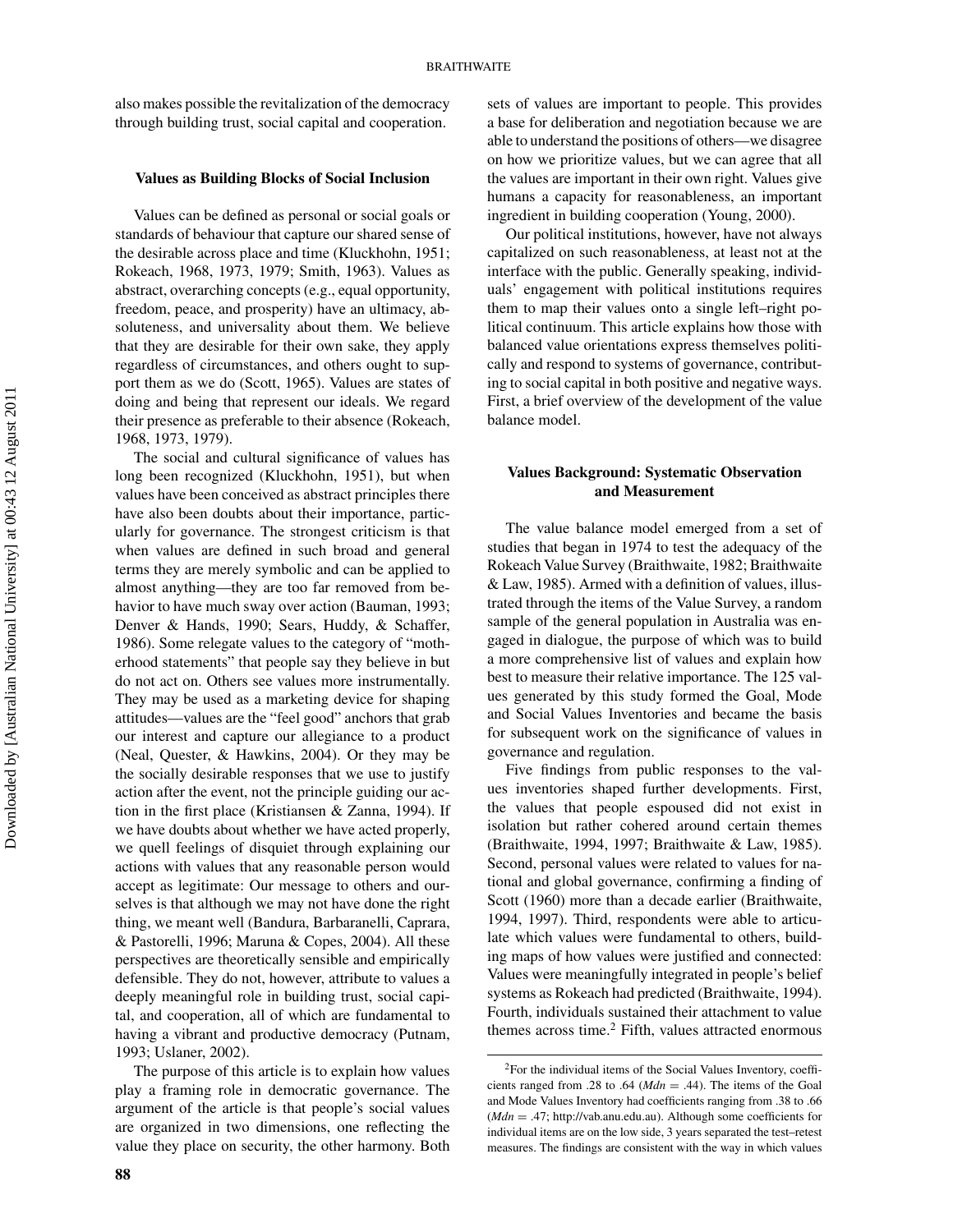also makes possible the revitalization of the democracy through building trust, social capital and cooperation.

### Values as Building Blocks of Social Inclusion

Values can be defined as personal or social goals or standards of behaviour that capture our shared sense of the desirable across place and time (Kluckhohn, 1951; Rokeach, 1968, 1973, 1979; Smith, 1963). Values as abstract, overarching concepts (e.g., equal opportunity, freedom, peace, and prosperity) have an ultimacy, absoluteness, and universality about them. We believe that they are desirable for their own sake, they apply regardless of circumstances, and others ought to support them as we do (Scott, 1965). Values are states of doing and being that represent our ideals. We regard their presence as preferable to their absence (Rokeach, 1968, 1973, 1979).

The social and cultural significance of values has long been recognized (Kluckhohn, 1951), but when values have been conceived as abstract principles there have also been doubts about their importance, particularly for governance. The strongest criticism is that when values are defined in such broad and general terms they are merely symbolic and can be applied to almost anything—they are too far removed from behavior to have much sway over action (Bauman, 1993; Denver & Hands, 1990; Sears, Huddy, & Schaffer, 1986). Some relegate values to the category of "motherhood statements" that people say they believe in but do not act on. Others see values more instrumentally. They may be used as a marketing device for shaping attitudes—values are the "feel good" anchors that grab our interest and capture our allegiance to a product (Neal, Quester, & Hawkins, 2004). Or they may be the socially desirable responses that we use to justify action after the event, not the principle guiding our action in the first place (Kristiansen & Zanna, 1994). If we have doubts about whether we have acted properly, we quell feelings of disquiet through explaining our actions with values that any reasonable person would accept as legitimate: Our message to others and ourselves is that although we may not have done the right thing, we meant well (Bandura, Barbaranelli, Caprara, & Pastorelli, 1996; Maruna & Copes, 2004). All these perspectives are theoretically sensible and empirically defensible. They do not, however, attribute to values a deeply meaningful role in building trust, social capital, and cooperation, all of which are fundamental to having a vibrant and productive democracy (Putnam, 1993; Uslaner, 2002).

The purpose of this article is to explain how values play a framing role in democratic governance. The argument of the article is that people's social values are organized in two dimensions, one reflecting the value they place on security, the other harmony. Both sets of values are important to people. This provides a base for deliberation and negotiation because we are able to understand the positions of others—we disagree on how we prioritize values, but we can agree that all the values are important in their own right. Values give humans a capacity for reasonableness, an important ingredient in building cooperation (Young, 2000).

Our political institutions, however, have not always capitalized on such reasonableness, at least not at the interface with the public. Generally speaking, individuals' engagement with political institutions requires them to map their values onto a single left–right political continuum. This article explains how those with balanced value orientations express themselves politically and respond to systems of governance, contributing to social capital in both positive and negative ways. First, a brief overview of the development of the value balance model.

### Values Background: Systematic Observation and Measurement

The value balance model emerged from a set of studies that began in 1974 to test the adequacy of the Rokeach Value Survey (Braithwaite, 1982; Braithwaite & Law, 1985). Armed with a definition of values, illustrated through the items of the Value Survey, a random sample of the general population in Australia was engaged in dialogue, the purpose of which was to build a more comprehensive list of values and explain how best to measure their relative importance. The 125 values generated by this study formed the Goal, Mode and Social Values Inventories and became the basis for subsequent work on the significance of values in governance and regulation.

Five findings from public responses to the values inventories shaped further developments. First, the values that people espoused did not exist in isolation but rather cohered around certain themes (Braithwaite, 1994, 1997; Braithwaite & Law, 1985). Second, personal values were related to values for national and global governance, confirming a finding of Scott (1960) more than a decade earlier (Braithwaite, 1994, 1997). Third, respondents were able to articulate which values were fundamental to others, building maps of how values were justified and connected: Values were meaningfully integrated in people's belief systems as Rokeach had predicted (Braithwaite, 1994). Fourth, individuals sustained their attachment to value themes across time.[2] Fifth, values attracted enormous

[2]For the individual items of the Social Values Inventory, coefficients ranged from .28 to .64 ($Mdn = .44$). The items of the Goal and Mode Values Inventory had coefficients ranging from .38 to .66 ($Mdn = .47$; http://vab.anu.edu.au). Although some coefficients for individual items are on the low side, 3 years separated the test–retest measures. The findings are consistent with the way in which values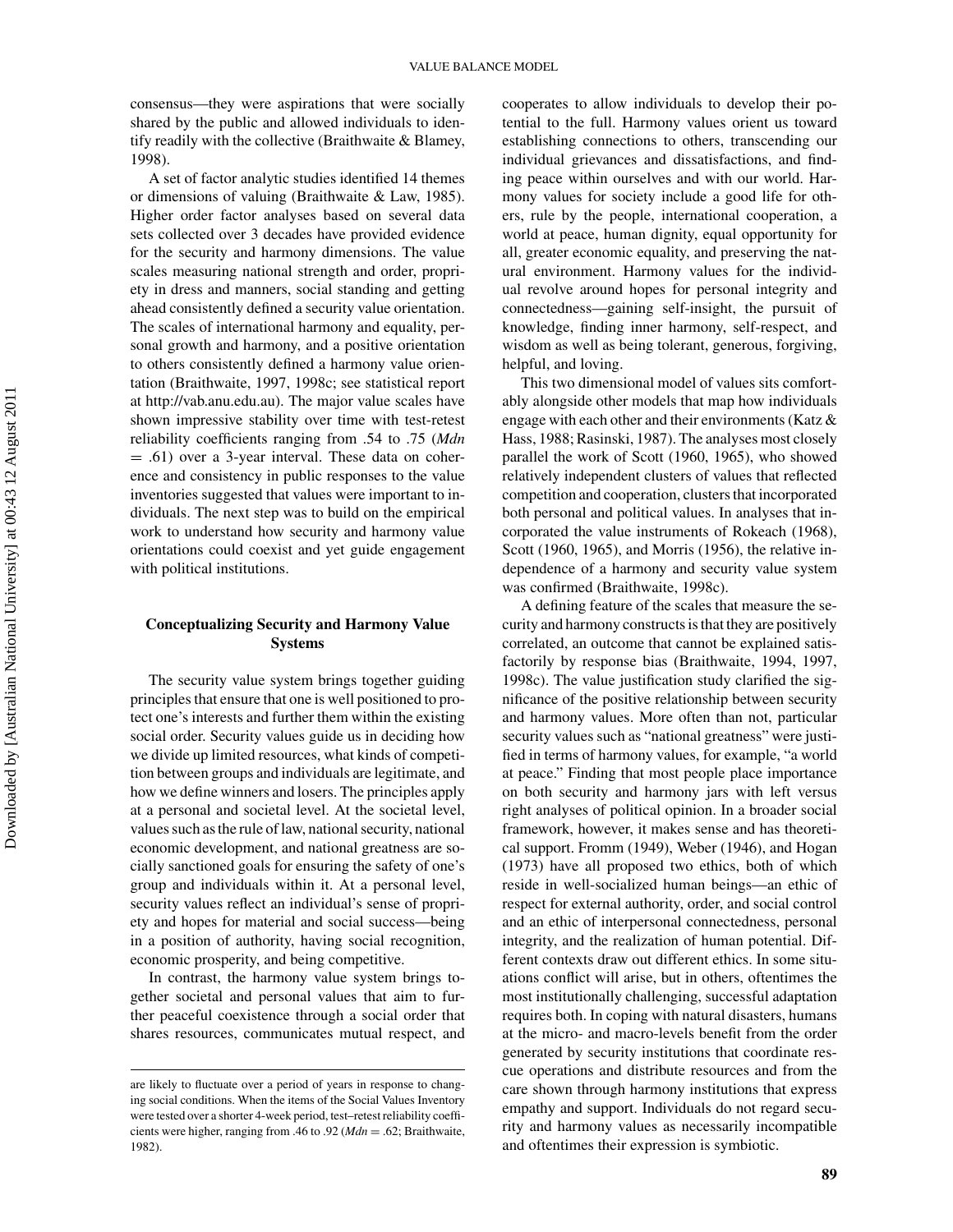consensus—they were aspirations that were socially shared by the public and allowed individuals to identify readily with the collective (Braithwaite & Blamey, 1998).

A set of factor analytic studies identified 14 themes or dimensions of valuing (Braithwaite & Law, 1985). Higher order factor analyses based on several data sets collected over 3 decades have provided evidence for the security and harmony dimensions. The value scales measuring national strength and order, propriety in dress and manners, social standing and getting ahead consistently defined a security value orientation. The scales of international harmony and equality, personal growth and harmony, and a positive orientation to others consistently defined a harmony value orientation (Braithwaite, 1997, 1998c; see statistical report at http://vab.anu.edu.au). The major value scales have shown impressive stability over time with test-retest reliability coefficients ranging from .54 to .75 (*Mdn* = .61) over a 3-year interval. These data on coherence and consistency in public responses to the value inventories suggested that values were important to individuals. The next step was to build on the empirical work to understand how security and harmony value orientations could coexist and yet guide engagement with political institutions.

## Conceptualizing Security and Harmony Value Systems

The security value system brings together guiding principles that ensure that one is well positioned to protect one's interests and further them within the existing social order. Security values guide us in deciding how we divide up limited resources, what kinds of competition between groups and individuals are legitimate, and how we define winners and losers. The principles apply at a personal and societal level. At the societal level, values such as the rule of law, national security, national economic development, and national greatness are socially sanctioned goals for ensuring the safety of one's group and individuals within it. At a personal level, security values reflect an individual's sense of propriety and hopes for material and social success—being in a position of authority, having social recognition, economic prosperity, and being competitive.

In contrast, the harmony value system brings together societal and personal values that aim to further peaceful coexistence through a social order that shares resources, communicates mutual respect, and cooperates to allow individuals to develop their potential to the full. Harmony values orient us toward establishing connections to others, transcending our individual grievances and dissatisfactions, and finding peace within ourselves and with our world. Harmony values for society include a good life for others, rule by the people, international cooperation, a world at peace, human dignity, equal opportunity for all, greater economic equality, and preserving the natural environment. Harmony values for the individual revolve around hopes for personal integrity and connectedness—gaining self-insight, the pursuit of knowledge, finding inner harmony, self-respect, and wisdom as well as being tolerant, generous, forgiving, helpful, and loving.

This two dimensional model of values sits comfortably alongside other models that map how individuals engage with each other and their environments (Katz & Hass, 1988; Rasinski, 1987). The analyses most closely parallel the work of Scott (1960, 1965), who showed relatively independent clusters of values that reflected competition and cooperation, clusters that incorporated both personal and political values. In analyses that incorporated the value instruments of Rokeach (1968), Scott (1960, 1965), and Morris (1956), the relative independence of a harmony and security value system was confirmed (Braithwaite, 1998c).

A defining feature of the scales that measure the security and harmony constructs is that they are positively correlated, an outcome that cannot be explained satisfactorily by response bias (Braithwaite, 1994, 1997, 1998c). The value justification study clarified the significance of the positive relationship between security and harmony values. More often than not, particular security values such as "national greatness" were justified in terms of harmony values, for example, "a world at peace." Finding that most people place importance on both security and harmony jars with left versus right analyses of political opinion. In a broader social framework, however, it makes sense and has theoretical support. Fromm (1949), Weber (1946), and Hogan (1973) have all proposed two ethics, both of which reside in well-socialized human beings—an ethic of respect for external authority, order, and social control and an ethic of interpersonal connectedness, personal integrity, and the realization of human potential. Different contexts draw out different ethics. In some situations conflict will arise, but in others, oftentimes the most institutionally challenging, successful adaptation requires both. In coping with natural disasters, humans at the micro- and macro-levels benefit from the order generated by security institutions that coordinate rescue operations and distribute resources and from the care shown through harmony institutions that express empathy and support. Individuals do not regard security and harmony values as necessarily incompatible and oftentimes their expression is symbiotic.

---

are likely to fluctuate over a period of years in response to changing social conditions. When the items of the Social Values Inventory were tested over a shorter 4-week period, test–retest reliability coefficients were higher, ranging from .46 to .92 (*Mdn* = .62; Braithwaite, 1982).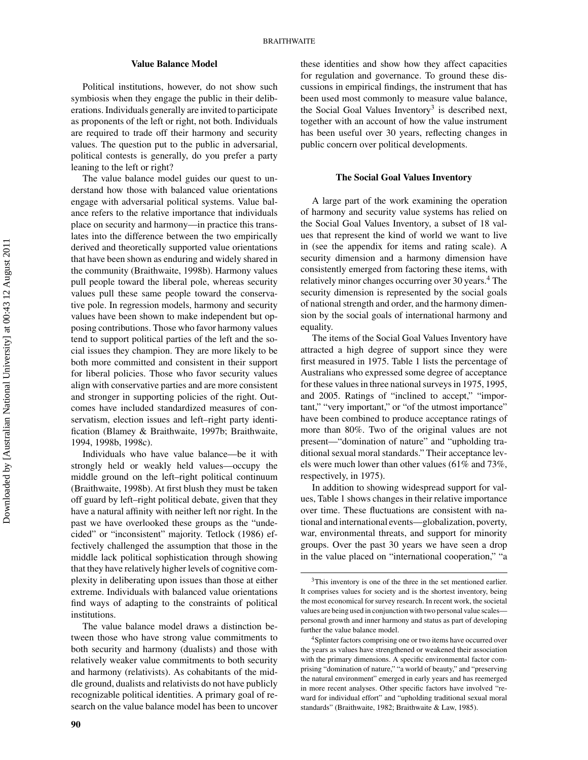### Value Balance Model

Political institutions, however, do not show such symbiosis when they engage the public in their deliberations. Individuals generally are invited to participate as proponents of the left or right, not both. Individuals are required to trade off their harmony and security values. The question put to the public in adversarial, political contests is generally, do you prefer a party leaning to the left or right?

The value balance model guides our quest to understand how those with balanced value orientations engage with adversarial political systems. Value balance refers to the relative importance that individuals place on security and harmony—in practice this translates into the difference between the two empirically derived and theoretically supported value orientations that have been shown as enduring and widely shared in the community (Braithwaite, 1998b). Harmony values pull people toward the liberal pole, whereas security values pull these same people toward the conservative pole. In regression models, harmony and security values have been shown to make independent but opposing contributions. Those who favor harmony values tend to support political parties of the left and the social issues they champion. They are more likely to be both more committed and consistent in their support for liberal policies. Those who favor security values align with conservative parties and are more consistent and stronger in supporting policies of the right. Outcomes have included standardized measures of conservatism, election issues and left–right party identification (Blamey & Braithwaite, 1997b; Braithwaite, 1994, 1998b, 1998c).

Individuals who have value balance—be it with strongly held or weakly held values—occupy the middle ground on the left–right political continuum (Braithwaite, 1998b). At first blush they must be taken off guard by left–right political debate, given that they have a natural affinity with neither left nor right. In the past we have overlooked these groups as the "undecided" or "inconsistent" majority. Tetlock (1986) effectively challenged the assumption that those in the middle lack political sophistication through showing that they have relatively higher levels of cognitive complexity in deliberating upon issues than those at either extreme. Individuals with balanced value orientations find ways of adapting to the constraints of political institutions.

The value balance model draws a distinction between those who have strong value commitments to both security and harmony (dualists) and those with relatively weaker value commitments to both security and harmony (relativists). As cohabitants of the middle ground, dualists and relativists do not have publicly recognizable political identities. A primary goal of research on the value balance model has been to uncover these identities and show how they affect capacities for regulation and governance. To ground these discussions in empirical findings, the instrument that has been used most commonly to measure value balance, the Social Goal Values Inventory[3] is described next, together with an account of how the value instrument has been useful over 30 years, reflecting changes in public concern over political developments.

### The Social Goal Values Inventory

A large part of the work examining the operation of harmony and security value systems has relied on the Social Goal Values Inventory, a subset of 18 values that represent the kind of world we want to live in (see the appendix for items and rating scale). A security dimension and a harmony dimension have consistently emerged from factoring these items, with relatively minor changes occurring over 30 years.[4] The security dimension is represented by the social goals of national strength and order, and the harmony dimension by the social goals of international harmony and equality.

The items of the Social Goal Values Inventory have attracted a high degree of support since they were first measured in 1975. Table 1 lists the percentage of Australians who expressed some degree of acceptance for these values in three national surveys in 1975, 1995, and 2005. Ratings of "inclined to accept," "important," "very important," or "of the utmost importance" have been combined to produce acceptance ratings of more than 80%. Two of the original values are not present—"domination of nature" and "upholding traditional sexual moral standards." Their acceptance levels were much lower than other values (61% and 73%, respectively, in 1975).

In addition to showing widespread support for values, Table 1 shows changes in their relative importance over time. These fluctuations are consistent with national and international events—globalization, poverty, war, environmental threats, and support for minority groups. Over the past 30 years we have seen a drop in the value placed on "international cooperation," "a

---

[3]This inventory is one of the three in the set mentioned earlier. It comprises values for society and is the shortest inventory, being the most economical for survey research. In recent work, the societal values are being used in conjunction with two personal value scales—personal growth and inner harmony and status as part of developing further the value balance model.

[4]Splinter factors comprising one or two items have occurred over the years as values have strengthened or weakened their association with the primary dimensions. A specific environmental factor comprising "domination of nature," "a world of beauty," and "preserving the natural environment" emerged in early years and has reemerged in more recent analyses. Other specific factors have involved "reward for individual effort" and "upholding traditional sexual moral standards" (Braithwaite, 1982; Braithwaite & Law, 1985).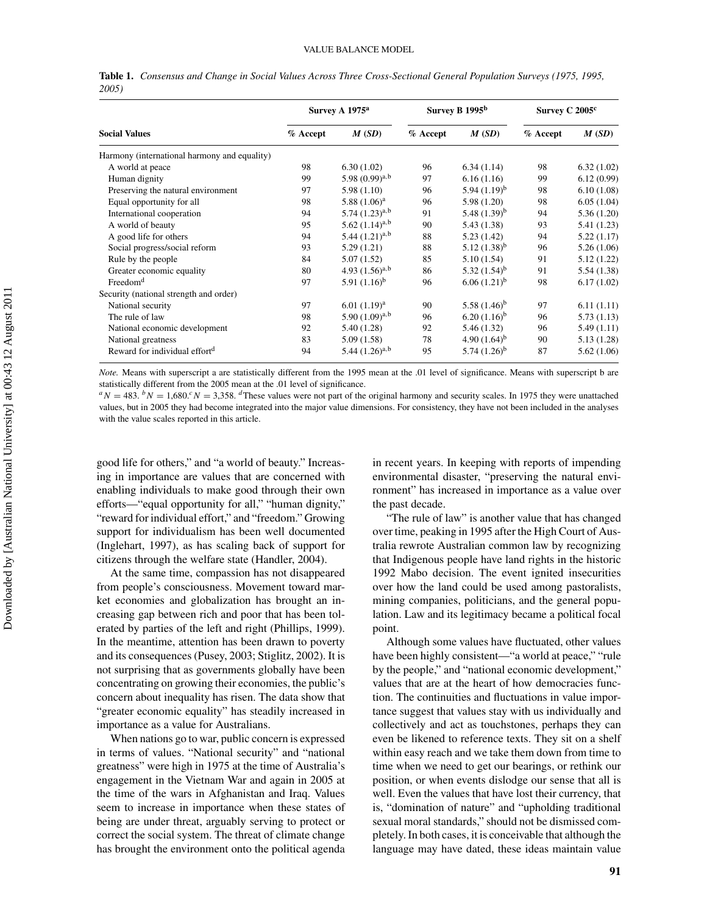**Table 1.** *Consensus and Change in Social Values Across Three Cross-Sectional General Population Surveys (1975, 1995, 2005)*

| Social Values | Survey A 1975[a] | | Survey B 1995[b] | | Survey C 2005[c] | |
|---|---|---|---|---|---|---|
| | % Accept | *M* (*SD*) | % Accept | *M* (*SD*) | % Accept | *M* (*SD*) |
| Harmony (international harmony and equality) | | | | | | |
| A world at peace | 98 | 6.30 (1.02) | 96 | 6.34 (1.14) | 98 | 6.32 (1.02) |
| Human dignity | 99 | 5.98 (0.99)[a,b] | 97 | 6.16 (1.16) | 99 | 6.12 (0.99) |
| Preserving the natural environment | 97 | 5.98 (1.10) | 96 | 5.94 (1.19)[b] | 98 | 6.10 (1.08) |
| Equal opportunity for all | 98 | 5.88 (1.06)[a] | 96 | 5.98 (1.20) | 98 | 6.05 (1.04) |
| International cooperation | 94 | 5.74 (1.23)[a,b] | 91 | 5.48 (1.39)[b] | 94 | 5.36 (1.20) |
| A world of beauty | 95 | 5.62 (1.14)[a,b] | 90 | 5.43 (1.38) | 93 | 5.41 (1.23) |
| A good life for others | 94 | 5.44 (1.21)[a,b] | 88 | 5.23 (1.42) | 94 | 5.22 (1.17) |
| Social progress/social reform | 93 | 5.29 (1.21) | 88 | 5.12 (1.38)[b] | 96 | 5.26 (1.06) |
| Rule by the people | 84 | 5.07 (1.52) | 85 | 5.10 (1.54) | 91 | 5.12 (1.22) |
| Greater economic equality | 80 | 4.93 (1.56)[a,b] | 86 | 5.32 (1.54)[b] | 91 | 5.54 (1.38) |
| Freedom[d] | 97 | 5.91 (1.16)[b] | 96 | 6.06 (1.21)[b] | 98 | 6.17 (1.02) |
| Security (national strength and order) | | | | | | |
| National security | 97 | 6.01 (1.19)[a] | 90 | 5.58 (1.46)[b] | 97 | 6.11 (1.11) |
| The rule of law | 98 | 5.90 (1.09)[a,b] | 96 | 6.20 (1.16)[b] | 96 | 5.73 (1.13) |
| National economic development | 92 | 5.40 (1.28) | 92 | 5.46 (1.32) | 96 | 5.49 (1.11) |
| National greatness | 83 | 5.09 (1.58) | 78 | 4.90 (1.64)[b] | 90 | 5.13 (1.28) |
| Reward for individual effort[d] | 94 | 5.44 (1.26)[a,b] | 95 | 5.74 (1.26)[b] | 87 | 5.62 (1.06) |

*Note.* Means with superscript a are statistically different from the 1995 mean at the .01 level of significance. Means with superscript b are statistically different from the 2005 mean at the .01 level of significance.

[a] $N = 483$. [b] $N = 1{,}680$. [c] $N = 3{,}358$. [d] These values were not part of the original harmony and security scales. In 1975 they were unattached values, but in 2005 they had become integrated into the major value dimensions. For consistency, they have not been included in the analyses with the value scales reported in this article.

good life for others," and "a world of beauty." Increasing in importance are values that are concerned with enabling individuals to make good through their own efforts—"equal opportunity for all," "human dignity," "reward for individual effort," and "freedom." Growing support for individualism has been well documented (Inglehart, 1997), as has scaling back of support for citizens through the welfare state (Handler, 2004).

At the same time, compassion has not disappeared from people's consciousness. Movement toward market economies and globalization has brought an increasing gap between rich and poor that has been tolerated by parties of the left and right (Phillips, 1999). In the meantime, attention has been drawn to poverty and its consequences (Pusey, 2003; Stiglitz, 2002). It is not surprising that as governments globally have been concentrating on growing their economies, the public's concern about inequality has risen. The data show that "greater economic equality" has steadily increased in importance as a value for Australians.

When nations go to war, public concern is expressed in terms of values. "National security" and "national greatness" were high in 1975 at the time of Australia's engagement in the Vietnam War and again in 2005 at the time of the wars in Afghanistan and Iraq. Values seem to increase in importance when these states of being are under threat, arguably serving to protect or correct the social system. The threat of climate change has brought the environment onto the political agenda in recent years. In keeping with reports of impending environmental disaster, "preserving the natural environment" has increased in importance as a value over the past decade.

"The rule of law" is another value that has changed over time, peaking in 1995 after the High Court of Australia rewrote Australian common law by recognizing that Indigenous people have land rights in the historic 1992 Mabo decision. The event ignited insecurities over how the land could be used among pastoralists, mining companies, politicians, and the general population. Law and its legitimacy became a political focal point.

Although some values have fluctuated, other values have been highly consistent—"a world at peace," "rule by the people," and "national economic development," values that are at the heart of how democracies function. The continuities and fluctuations in value importance suggest that values stay with us individually and collectively and act as touchstones, perhaps they can even be likened to reference texts. They sit on a shelf within easy reach and we take them down from time to time when we need to get our bearings, or rethink our position, or when events dislodge our sense that all is well. Even the values that have lost their currency, that is, "domination of nature" and "upholding traditional sexual moral standards," should not be dismissed completely. In both cases, it is conceivable that although the language may have dated, these ideas maintain value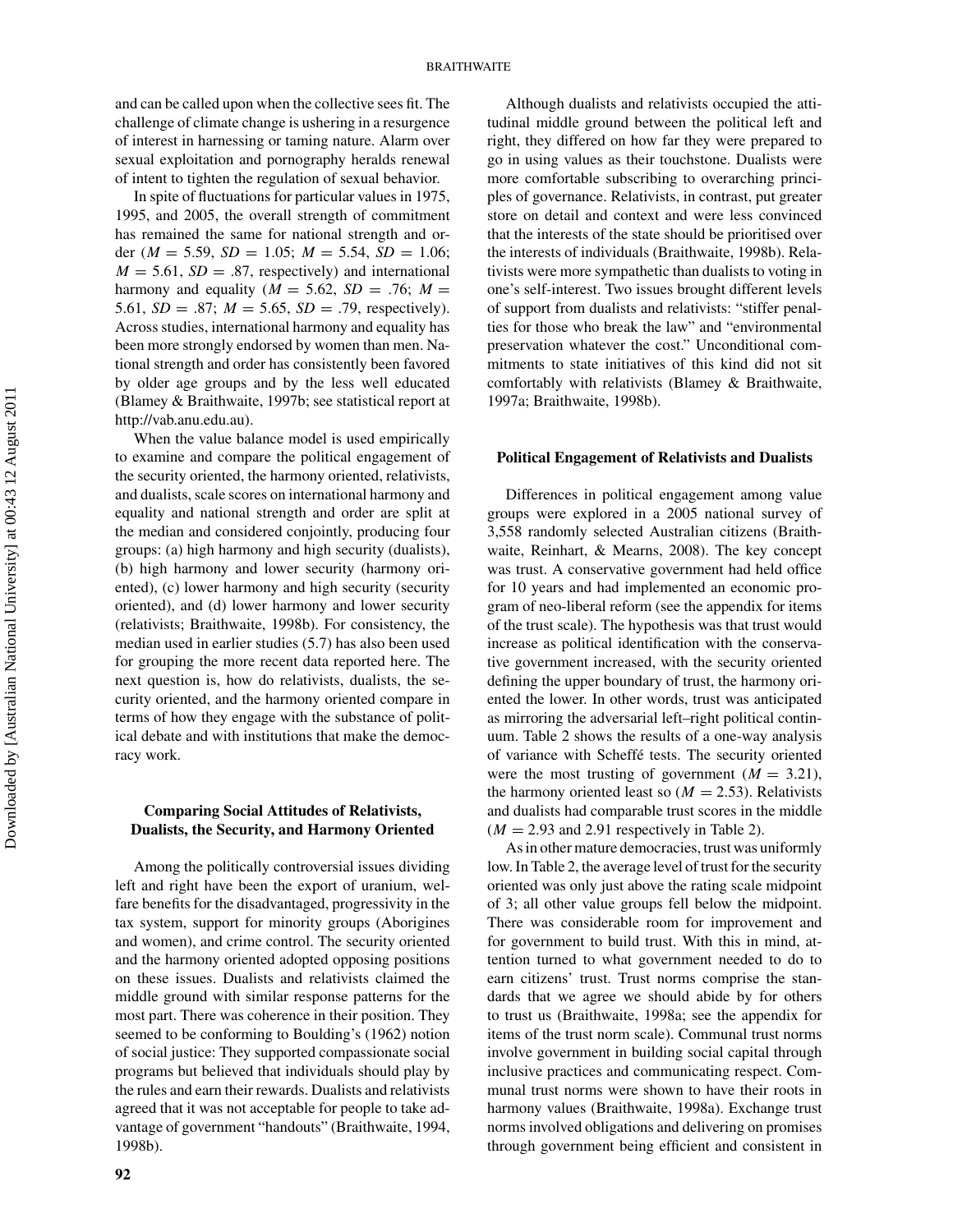and can be called upon when the collective sees fit. The challenge of climate change is ushering in a resurgence of interest in harnessing or taming nature. Alarm over sexual exploitation and pornography heralds renewal of intent to tighten the regulation of sexual behavior.

In spite of fluctuations for particular values in 1975, 1995, and 2005, the overall strength of commitment has remained the same for national strength and order ($M = 5.59$, $SD = 1.05$; $M = 5.54$, $SD = 1.06$; $M = 5.61$, $SD = .87$, respectively) and international harmony and equality ($M = 5.62$, $SD = .76$; $M = 5.61$, $SD = .87$; $M = 5.65$, $SD = .79$, respectively). Across studies, international harmony and equality has been more strongly endorsed by women than men. National strength and order has consistently been favored by older age groups and by the less well educated (Blamey & Braithwaite, 1997b; see statistical report at http://vab.anu.edu.au).

When the value balance model is used empirically to examine and compare the political engagement of the security oriented, the harmony oriented, relativists, and dualists, scale scores on international harmony and equality and national strength and order are split at the median and considered conjointly, producing four groups: (a) high harmony and high security (dualists), (b) high harmony and lower security (harmony oriented), (c) lower harmony and high security (security oriented), and (d) lower harmony and lower security (relativists; Braithwaite, 1998b). For consistency, the median used in earlier studies (5.7) has also been used for grouping the more recent data reported here. The next question is, how do relativists, dualists, the security oriented, and the harmony oriented compare in terms of how they engage with the substance of political debate and with institutions that make the democracy work.

### Comparing Social Attitudes of Relativists, Dualists, the Security, and Harmony Oriented

Among the politically controversial issues dividing left and right have been the export of uranium, welfare benefits for the disadvantaged, progressivity in the tax system, support for minority groups (Aborigines and women), and crime control. The security oriented and the harmony oriented adopted opposing positions on these issues. Dualists and relativists claimed the middle ground with similar response patterns for the most part. There was coherence in their position. They seemed to be conforming to Boulding's (1962) notion of social justice: They supported compassionate social programs but believed that individuals should play by the rules and earn their rewards. Dualists and relativists agreed that it was not acceptable for people to take advantage of government "handouts" (Braithwaite, 1994, 1998b).

Although dualists and relativists occupied the attitudinal middle ground between the political left and right, they differed on how far they were prepared to go in using values as their touchstone. Dualists were more comfortable subscribing to overarching principles of governance. Relativists, in contrast, put greater store on detail and context and were less convinced that the interests of the state should be prioritised over the interests of individuals (Braithwaite, 1998b). Relativists were more sympathetic than dualists to voting in one's self-interest. Two issues brought different levels of support from dualists and relativists: "stiffer penalties for those who break the law" and "environmental preservation whatever the cost." Unconditional commitments to state initiatives of this kind did not sit comfortably with relativists (Blamey & Braithwaite, 1997a; Braithwaite, 1998b).

### Political Engagement of Relativists and Dualists

Differences in political engagement among value groups were explored in a 2005 national survey of 3,558 randomly selected Australian citizens (Braithwaite, Reinhart, & Mearns, 2008). The key concept was trust. A conservative government had held office for 10 years and had implemented an economic program of neo-liberal reform (see the appendix for items of the trust scale). The hypothesis was that trust would increase as political identification with the conservative government increased, with the security oriented defining the upper boundary of trust, the harmony oriented the lower. In other words, trust was anticipated as mirroring the adversarial left–right political continuum. Table 2 shows the results of a one-way analysis of variance with Scheffé tests. The security oriented were the most trusting of government ($M = 3.21$), the harmony oriented least so ($M = 2.53$). Relativists and dualists had comparable trust scores in the middle ($M = 2.93$ and 2.91 respectively in Table 2).

As in other mature democracies, trust was uniformly low. In Table 2, the average level of trust for the security oriented was only just above the rating scale midpoint of 3; all other value groups fell below the midpoint. There was considerable room for improvement and for government to build trust. With this in mind, attention turned to what government needed to do to earn citizens' trust. Trust norms comprise the standards that we agree we should abide by for others to trust us (Braithwaite, 1998a; see the appendix for items of the trust norm scale). Communal trust norms involve government in building social capital through inclusive practices and communicating respect. Communal trust norms were shown to have their roots in harmony values (Braithwaite, 1998a). Exchange trust norms involved obligations and delivering on promises through government being efficient and consistent in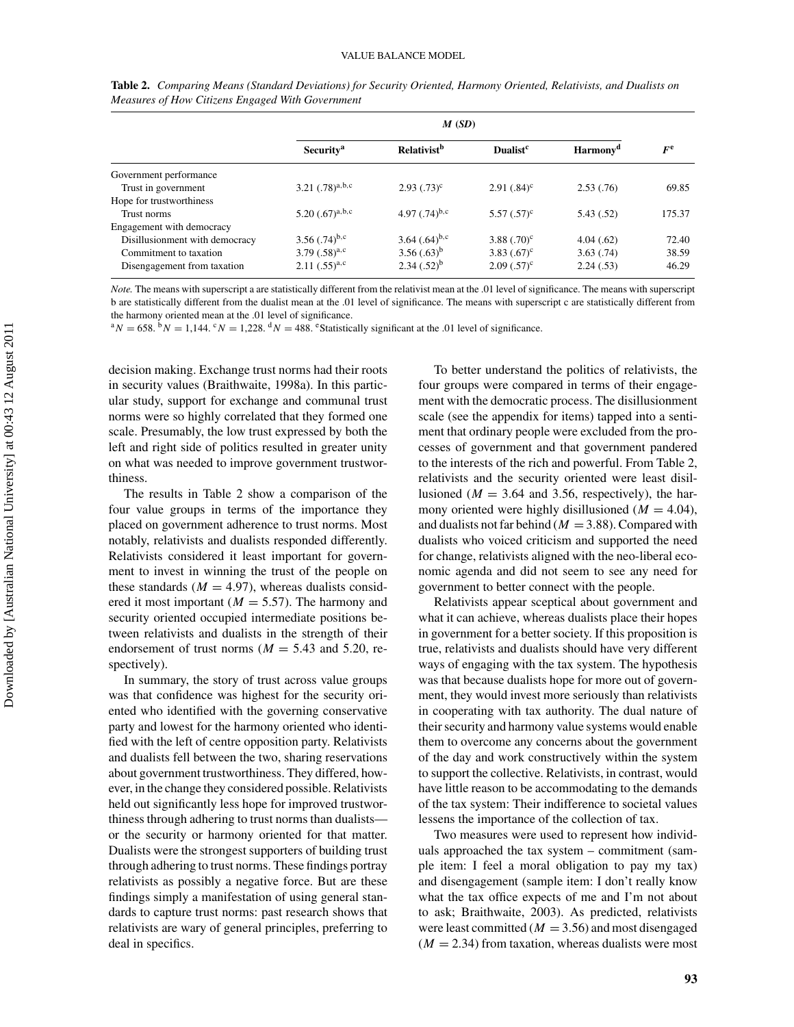**Table 2.** *Comparing Means (Standard Deviations) for Security Oriented, Harmony Oriented, Relativists, and Dualists on Measures of How Citizens Engaged With Government*

| | *M* (*SD*) | | | | |
|---|---|---|---|---|---|
| | Security[a] | Relativist[b] | Dualist[c] | Harmony[d] | $F^e$ |
| Government performance | | | | | |
| Trust in government | 3.21 (.78)[a,b,c] | 2.93 (.73)[c] | 2.91 (.84)[c] | 2.53 (.76) | 69.85 |
| Hope for trustworthiness | | | | | |
| Trust norms | 5.20 (.67)[a,b,c] | 4.97 (.74)[b,c] | 5.57 (.57)[c] | 5.43 (.52) | 175.37 |
| Engagement with democracy | | | | | |
| Disillusionment with democracy | 3.56 (.74)[b,c] | 3.64 (.64)[b,c] | 3.88 (.70)[c] | 4.04 (.62) | 72.40 |
| Commitment to taxation | 3.79 (.58)[a,c] | 3.56 (.63)[b] | 3.83 (.67)[c] | 3.63 (.74) | 38.59 |
| Disengagement from taxation | 2.11 (.55)[a,c] | 2.34 (.52)[b] | 2.09 (.57)[c] | 2.24 (.53) | 46.29 |

*Note.* The means with superscript a are statistically different from the relativist mean at the .01 level of significance. The means with superscript b are statistically different from the dualist mean at the .01 level of significance. The means with superscript c are statistically different from the harmony oriented mean at the .01 level of significance.
[a]$N = 658$. [b]$N = 1{,}144$. [c]$N = 1{,}228$. [d]$N = 488$. [e]Statistically significant at the .01 level of significance.

decision making. Exchange trust norms had their roots in security values (Braithwaite, 1998a). In this particular study, support for exchange and communal trust norms were so highly correlated that they formed one scale. Presumably, the low trust expressed by both the left and right side of politics resulted in greater unity on what was needed to improve government trustworthiness.

The results in Table 2 show a comparison of the four value groups in terms of the importance they placed on government adherence to trust norms. Most notably, relativists and dualists responded differently. Relativists considered it least important for government to invest in winning the trust of the people on these standards ($M = 4.97$), whereas dualists considered it most important ($M = 5.57$). The harmony and security oriented occupied intermediate positions between relativists and dualists in the strength of their endorsement of trust norms ($M = 5.43$ and 5.20, respectively).

In summary, the story of trust across value groups was that confidence was highest for the security oriented who identified with the governing conservative party and lowest for the harmony oriented who identified with the left of centre opposition party. Relativists and dualists fell between the two, sharing reservations about government trustworthiness. They differed, however, in the change they considered possible. Relativists held out significantly less hope for improved trustworthiness through adhering to trust norms than dualists—or the security or harmony oriented for that matter. Dualists were the strongest supporters of building trust through adhering to trust norms. These findings portray relativists as possibly a negative force. But are these findings simply a manifestation of using general standards to capture trust norms: past research shows that relativists are wary of general principles, preferring to deal in specifics.

To better understand the politics of relativists, the four groups were compared in terms of their engagement with the democratic process. The disillusionment scale (see the appendix for items) tapped into a sentiment that ordinary people were excluded from the processes of government and that government pandered to the interests of the rich and powerful. From Table 2, relativists and the security oriented were least disillusioned ($M = 3.64$ and 3.56, respectively), the harmony oriented were highly disillusioned ($M = 4.04$), and dualists not far behind ($M = 3.88$). Compared with dualists who voiced criticism and supported the need for change, relativists aligned with the neo-liberal economic agenda and did not seem to see any need for government to better connect with the people.

Relativists appear sceptical about government and what it can achieve, whereas dualists place their hopes in government for a better society. If this proposition is true, relativists and dualists should have very different ways of engaging with the tax system. The hypothesis was that because dualists hope for more out of government, they would invest more seriously than relativists in cooperating with tax authority. The dual nature of their security and harmony value systems would enable them to overcome any concerns about the government of the day and work constructively within the system to support the collective. Relativists, in contrast, would have little reason to be accommodating to the demands of the tax system: Their indifference to societal values lessens the importance of the collection of tax.

Two measures were used to represent how individuals approached the tax system – commitment (sample item: I feel a moral obligation to pay my tax) and disengagement (sample item: I don't really know what the tax office expects of me and I'm not about to ask; Braithwaite, 2003). As predicted, relativists were least committed ($M = 3.56$) and most disengaged ($M = 2.34$) from taxation, whereas dualists were most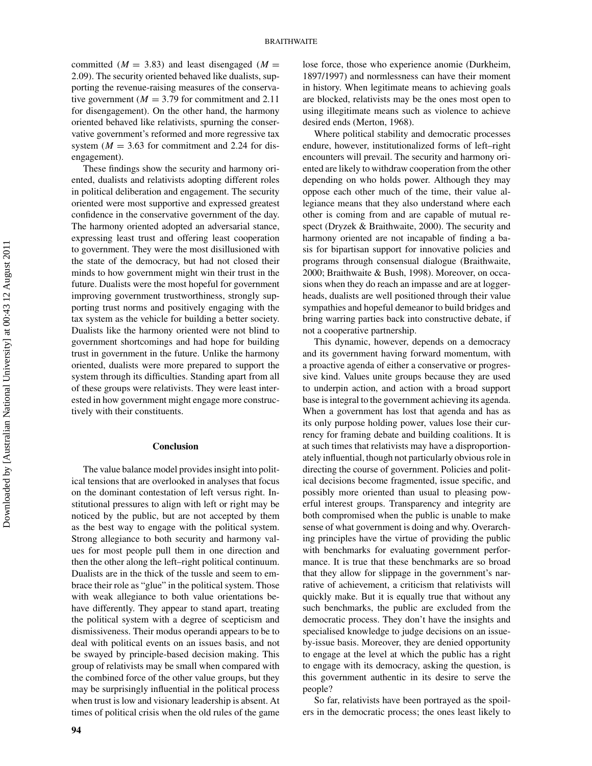committed ($M$ = 3.83) and least disengaged ($M$ = 2.09). The security oriented behaved like dualists, supporting the revenue-raising measures of the conservative government ($M$ = 3.79 for commitment and 2.11 for disengagement). On the other hand, the harmony oriented behaved like relativists, spurning the conservative government's reformed and more regressive tax system ($M$ = 3.63 for commitment and 2.24 for disengagement).

These findings show the security and harmony oriented, dualists and relativists adopting different roles in political deliberation and engagement. The security oriented were most supportive and expressed greatest confidence in the conservative government of the day. The harmony oriented adopted an adversarial stance, expressing least trust and offering least cooperation to government. They were the most disillusioned with the state of the democracy, but had not closed their minds to how government might win their trust in the future. Dualists were the most hopeful for government improving government trustworthiness, strongly supporting trust norms and positively engaging with the tax system as the vehicle for building a better society. Dualists like the harmony oriented were not blind to government shortcomings and had hope for building trust in government in the future. Unlike the harmony oriented, dualists were more prepared to support the system through its difficulties. Standing apart from all of these groups were relativists. They were least interested in how government might engage more constructively with their constituents.

## Conclusion

The value balance model provides insight into political tensions that are overlooked in analyses that focus on the dominant contestation of left versus right. Institutional pressures to align with left or right may be noticed by the public, but are not accepted by them as the best way to engage with the political system. Strong allegiance to both security and harmony values for most people pull them in one direction and then the other along the left–right political continuum. Dualists are in the thick of the tussle and seem to embrace their role as "glue" in the political system. Those with weak allegiance to both value orientations behave differently. They appear to stand apart, treating the political system with a degree of scepticism and dismissiveness. Their modus operandi appears to be to deal with political events on an issues basis, and not be swayed by principle-based decision making. This group of relativists may be small when compared with the combined force of the other value groups, but they may be surprisingly influential in the political process when trust is low and visionary leadership is absent. At times of political crisis when the old rules of the game lose force, those who experience anomie (Durkheim, 1897/1997) and normlessness can have their moment in history. When legitimate means to achieving goals are blocked, relativists may be the ones most open to using illegitimate means such as violence to achieve desired ends (Merton, 1968).

Where political stability and democratic processes endure, however, institutionalized forms of left–right encounters will prevail. The security and harmony oriented are likely to withdraw cooperation from the other depending on who holds power. Although they may oppose each other much of the time, their value allegiance means that they also understand where each other is coming from and are capable of mutual respect (Dryzek & Braithwaite, 2000). The security and harmony oriented are not incapable of finding a basis for bipartisan support for innovative policies and programs through consensual dialogue (Braithwaite, 2000; Braithwaite & Bush, 1998). Moreover, on occasions when they do reach an impasse and are at loggerheads, dualists are well positioned through their value sympathies and hopeful demeanor to build bridges and bring warring parties back into constructive debate, if not a cooperative partnership.

This dynamic, however, depends on a democracy and its government having forward momentum, with a proactive agenda of either a conservative or progressive kind. Values unite groups because they are used to underpin action, and action with a broad support base is integral to the government achieving its agenda. When a government has lost that agenda and has as its only purpose holding power, values lose their currency for framing debate and building coalitions. It is at such times that relativists may have a disproportionately influential, though not particularly obvious role in directing the course of government. Policies and political decisions become fragmented, issue specific, and possibly more oriented than usual to pleasing powerful interest groups. Transparency and integrity are both compromised when the public is unable to make sense of what government is doing and why. Overarching principles have the virtue of providing the public with benchmarks for evaluating government performance. It is true that these benchmarks are so broad that they allow for slippage in the government's narrative of achievement, a criticism that relativists will quickly make. But it is equally true that without any such benchmarks, the public are excluded from the democratic process. They don't have the insights and specialised knowledge to judge decisions on an issue-by-issue basis. Moreover, they are denied opportunity to engage at the level at which the public has a right to engage with its democracy, asking the question, is this government authentic in its desire to serve the people?

So far, relativists have been portrayed as the spoilers in the democratic process; the ones least likely to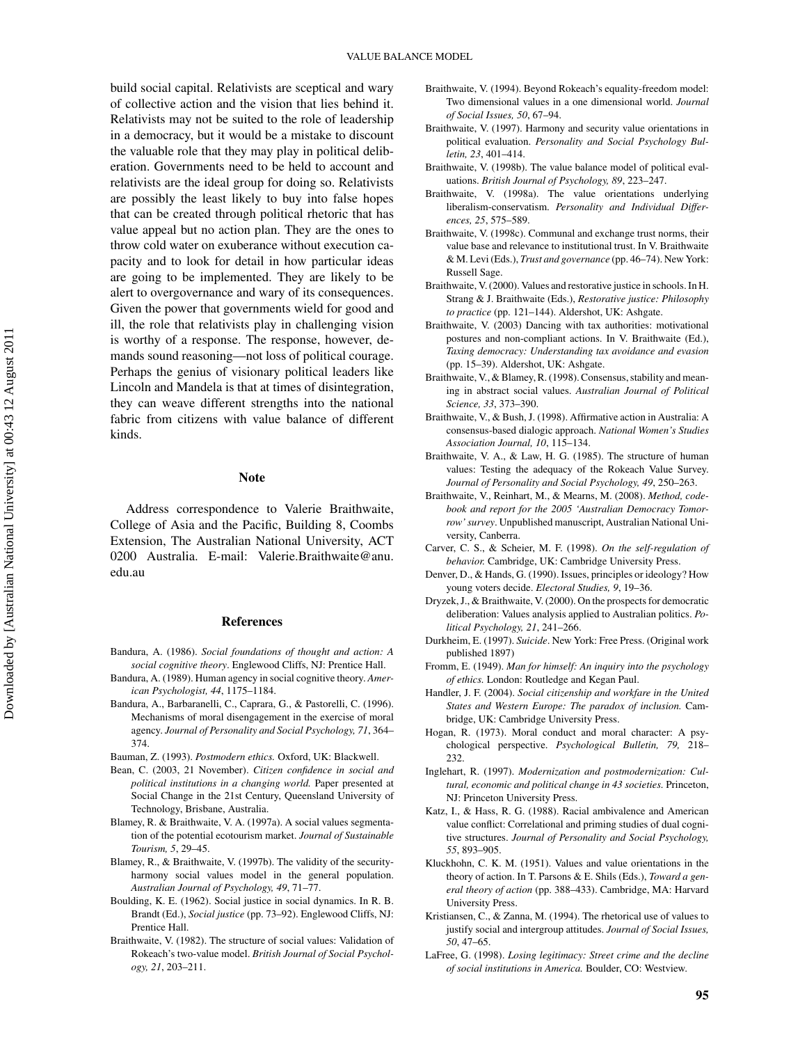build social capital. Relativists are sceptical and wary of collective action and the vision that lies behind it. Relativists may not be suited to the role of leadership in a democracy, but it would be a mistake to discount the valuable role that they may play in political deliberation. Governments need to be held to account and relativists are the ideal group for doing so. Relativists are possibly the least likely to buy into false hopes that can be created through political rhetoric that has value appeal but no action plan. They are the ones to throw cold water on exuberance without execution capacity and to look for detail in how particular ideas are going to be implemented. They are likely to be alert to overgovernance and wary of its consequences. Given the power that governments wield for good and ill, the role that relativists play in challenging vision is worthy of a response. The response, however, demands sound reasoning—not loss of political courage. Perhaps the genius of visionary political leaders like Lincoln and Mandela is that at times of disintegration, they can weave different strengths into the national fabric from citizens with value balance of different kinds.

## Note

Address correspondence to Valerie Braithwaite, College of Asia and the Pacific, Building 8, Coombs Extension, The Australian National University, ACT 0200 Australia. E-mail: Valerie.Braithwaite@anu.edu.au

## References

Bandura, A. (1986). *Social foundations of thought and action: A social cognitive theory*. Englewood Cliffs, NJ: Prentice Hall.

Bandura, A. (1989). Human agency in social cognitive theory. *American Psychologist, 44*, 1175–1184.

Bandura, A., Barbaranelli, C., Caprara, G., & Pastorelli, C. (1996). Mechanisms of moral disengagement in the exercise of moral agency. *Journal of Personality and Social Psychology, 71*, 364–374.

Bauman, Z. (1993). *Postmodern ethics.* Oxford, UK: Blackwell.

Bean, C. (2003, 21 November). *Citizen confidence in social and political institutions in a changing world.* Paper presented at Social Change in the 21st Century, Queensland University of Technology, Brisbane, Australia.

Blamey, R. & Braithwaite, V. A. (1997a). A social values segmentation of the potential ecotourism market. *Journal of Sustainable Tourism, 5*, 29–45.

Blamey, R., & Braithwaite, V. (1997b). The validity of the security-harmony social values model in the general population. *Australian Journal of Psychology, 49*, 71–77.

Boulding, K. E. (1962). Social justice in social dynamics. In R. B. Brandt (Ed.), *Social justice* (pp. 73–92). Englewood Cliffs, NJ: Prentice Hall.

Braithwaite, V. (1982). The structure of social values: Validation of Rokeach's two-value model. *British Journal of Social Psychology, 21*, 203–211.

Braithwaite, V. (1994). Beyond Rokeach's equality-freedom model: Two dimensional values in a one dimensional world. *Journal of Social Issues, 50*, 67–94.

Braithwaite, V. (1997). Harmony and security value orientations in political evaluation. *Personality and Social Psychology Bulletin, 23*, 401–414.

Braithwaite, V. (1998b). The value balance model of political evaluations. *British Journal of Psychology, 89*, 223–247.

Braithwaite, V. (1998a). The value orientations underlying liberalism-conservatism. *Personality and Individual Differences, 25*, 575–589.

Braithwaite, V. (1998c). Communal and exchange trust norms, their value base and relevance to institutional trust. In V. Braithwaite & M. Levi (Eds.), *Trust and governance* (pp. 46–74). New York: Russell Sage.

Braithwaite, V. (2000). Values and restorative justice in schools. In H. Strang & J. Braithwaite (Eds.), *Restorative justice: Philosophy to practice* (pp. 121–144). Aldershot, UK: Ashgate.

Braithwaite, V. (2003) Dancing with tax authorities: motivational postures and non-compliant actions. In V. Braithwaite (Ed.), *Taxing democracy: Understanding tax avoidance and evasion* (pp. 15–39). Aldershot, UK: Ashgate.

Braithwaite, V., & Blamey, R. (1998). Consensus, stability and meaning in abstract social values. *Australian Journal of Political Science, 33*, 373–390.

Braithwaite, V., & Bush, J. (1998). Affirmative action in Australia: A consensus-based dialogic approach. *National Women's Studies Association Journal, 10*, 115–134.

Braithwaite, V. A., & Law, H. G. (1985). The structure of human values: Testing the adequacy of the Rokeach Value Survey. *Journal of Personality and Social Psychology, 49*, 250–263.

Braithwaite, V., Reinhart, M., & Mearns, M. (2008). *Method, codebook and report for the 2005 'Australian Democracy Tomorrow' survey*. Unpublished manuscript, Australian National University, Canberra.

Carver, C. S., & Scheier, M. F. (1998). *On the self-regulation of behavior.* Cambridge, UK: Cambridge University Press.

Denver, D., & Hands, G. (1990). Issues, principles or ideology? How young voters decide. *Electoral Studies, 9*, 19–36.

Dryzek, J., & Braithwaite, V. (2000). On the prospects for democratic deliberation: Values analysis applied to Australian politics. *Political Psychology, 21*, 241–266.

Durkheim, E. (1997). *Suicide*. New York: Free Press. (Original work published 1897)

Fromm, E. (1949). *Man for himself: An inquiry into the psychology of ethics.* London: Routledge and Kegan Paul.

Handler, J. F. (2004). *Social citizenship and workfare in the United States and Western Europe: The paradox of inclusion.* Cambridge, UK: Cambridge University Press.

Hogan, R. (1973). Moral conduct and moral character: A psychological perspective. *Psychological Bulletin, 79,* 218–232.

Inglehart, R. (1997). *Modernization and postmodernization: Cultural, economic and political change in 43 societies.* Princeton, NJ: Princeton University Press.

Katz, I., & Hass, R. G. (1988). Racial ambivalence and American value conflict: Correlational and priming studies of dual cognitive structures. *Journal of Personality and Social Psychology, 55*, 893–905.

Kluckhohn, C. K. M. (1951). Values and value orientations in the theory of action. In T. Parsons & E. Shils (Eds.), *Toward a general theory of action* (pp. 388–433). Cambridge, MA: Harvard University Press.

Kristiansen, C., & Zanna, M. (1994). The rhetorical use of values to justify social and intergroup attitudes. *Journal of Social Issues, 50*, 47–65.

LaFree, G. (1998). *Losing legitimacy: Street crime and the decline of social institutions in America.* Boulder, CO: Westview.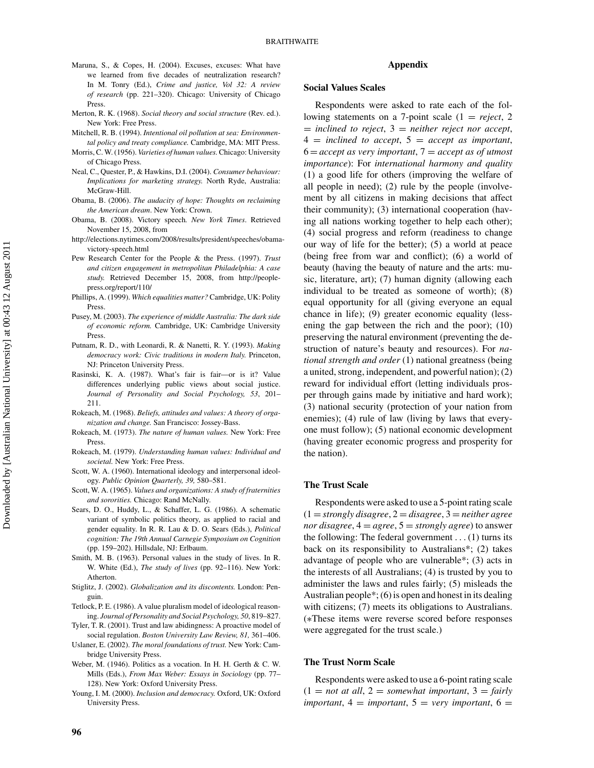Maruna, S., & Copes, H. (2004). Excuses, excuses: What have we learned from five decades of neutralization research? In M. Tonry (Ed.), *Crime and justice, Vol 32: A review of research* (pp. 221–320). Chicago: University of Chicago Press.

Merton, R. K. (1968). *Social theory and social structure* (Rev. ed.). New York: Free Press.

Mitchell, R. B. (1994). *Intentional oil pollution at sea: Environmental policy and treaty compliance.* Cambridge, MA: MIT Press.

Morris, C. W. (1956). *Varieties of human values.* Chicago: University of Chicago Press.

Neal, C., Quester, P., & Hawkins, D.I. (2004). *Consumer behaviour: Implications for marketing strategy.* North Ryde, Australia: McGraw-Hill.

Obama, B. (2006). *The audacity of hope: Thoughts on reclaiming the American dream*. New York: Crown.

Obama, B. (2008). Victory speech. *New York Times*. Retrieved November 15, 2008, from http://elections.nytimes.com/2008/results/president/speeches/obama-victory-speech.html

Pew Research Center for the People & the Press. (1997). *Trust and citizen engagement in metropolitan Philadelphia: A case study.* Retrieved December 15, 2008, from http://people-press.org/report/110/

Phillips, A. (1999). *Which equalities matter?* Cambridge, UK: Polity Press.

Pusey, M. (2003). *The experience of middle Australia: The dark side of economic reform.* Cambridge, UK: Cambridge University Press.

Putnam, R. D., with Leonardi, R. & Nanetti, R. Y. (1993). *Making democracy work: Civic traditions in modern Italy.* Princeton, NJ: Princeton University Press.

Rasinski, K. A. (1987). What's fair is fair—or is it? Value differences underlying public views about social justice. *Journal of Personality and Social Psychology, 53*, 201–211.

Rokeach, M. (1968). *Beliefs, attitudes and values: A theory of organization and change.* San Francisco: Jossey-Bass.

Rokeach, M. (1973). *The nature of human values.* New York: Free Press.

Rokeach, M. (1979). *Understanding human values: Individual and societal.* New York: Free Press.

Scott, W. A. (1960). International ideology and interpersonal ideology. *Public Opinion Quarterly, 39,* 580–581.

Scott, W. A. (1965). *Values and organizations: A study of fraternities and sororities.* Chicago: Rand McNally.

Sears, D. O., Huddy, L., & Schaffer, L. G. (1986). A schematic variant of symbolic politics theory, as applied to racial and gender equality. In R. R. Lau & D. O. Sears (Eds.), *Political cognition: The 19th Annual Carnegie Symposium on Cognition* (pp. 159–202). Hillsdale, NJ: Erlbaum.

Smith, M. B. (1963). Personal values in the study of lives. In R. W. White (Ed.), *The study of lives* (pp. 92–116). New York: Atherton.

Stiglitz, J. (2002). *Globalization and its discontents.* London: Penguin.

Tetlock, P. E. (1986). A value pluralism model of ideological reasoning. *Journal of Personality and Social Psychology, 50*, 819–827.

Tyler, T. R. (2001). Trust and law abidingness: A proactive model of social regulation. *Boston University Law Review, 81,* 361–406.

Uslaner, E. (2002). *The moral foundations of trust.* New York: Cambridge University Press.

Weber, M. (1946). Politics as a vocation. In H. H. Gerth & C. W. Mills (Eds.), *From Max Weber: Essays in Sociology* (pp. 77–128). New York: Oxford University Press.

Young, I. M. (2000). *Inclusion and democracy.* Oxford, UK: Oxford University Press.

## Appendix

### Social Values Scales

Respondents were asked to rate each of the following statements on a 7-point scale (1 = *reject*, 2 = *inclined to reject*, 3 = *neither reject nor accept*, 4 = *inclined to accept*, 5 = *accept as important*, 6 = *accept as very important*, 7 = *accept as of utmost importance*): For *international harmony and quality* (1) a good life for others (improving the welfare of all people in need); (2) rule by the people (involvement by all citizens in making decisions that affect their community); (3) international cooperation (having all nations working together to help each other); (4) social progress and reform (readiness to change our way of life for the better); (5) a world at peace (being free from war and conflict); (6) a world of beauty (having the beauty of nature and the arts: music, literature, art); (7) human dignity (allowing each individual to be treated as someone of worth); (8) equal opportunity for all (giving everyone an equal chance in life); (9) greater economic equality (lessening the gap between the rich and the poor); (10) preserving the natural environment (preventing the destruction of nature's beauty and resources). For *national strength and order* (1) national greatness (being a united, strong, independent, and powerful nation); (2) reward for individual effort (letting individuals prosper through gains made by initiative and hard work); (3) national security (protection of your nation from enemies); (4) rule of law (living by laws that everyone must follow); (5) national economic development (having greater economic progress and prosperity for the nation).

### The Trust Scale

Respondents were asked to use a 5-point rating scale (1 = *strongly disagree*, 2 = *disagree*, 3 = *neither agree nor disagree*, 4 = *agree*, 5 = *strongly agree*) to answer the following: The federal government . . . (1) turns its back on its responsibility to Australians*; (2) takes advantage of people who are vulnerable*; (3) acts in the interests of all Australians; (4) is trusted by you to administer the laws and rules fairly; (5) misleads the Australian people*; (6) is open and honest in its dealing with citizens; (7) meets its obligations to Australians. (*These items were reverse scored before responses were aggregated for the trust scale.)

### The Trust Norm Scale

Respondents were asked to use a 6-point rating scale (1 = *not at all*, 2 = *somewhat important*, 3 = *fairly important*, 4 = *important*, 5 = *very important*, 6 =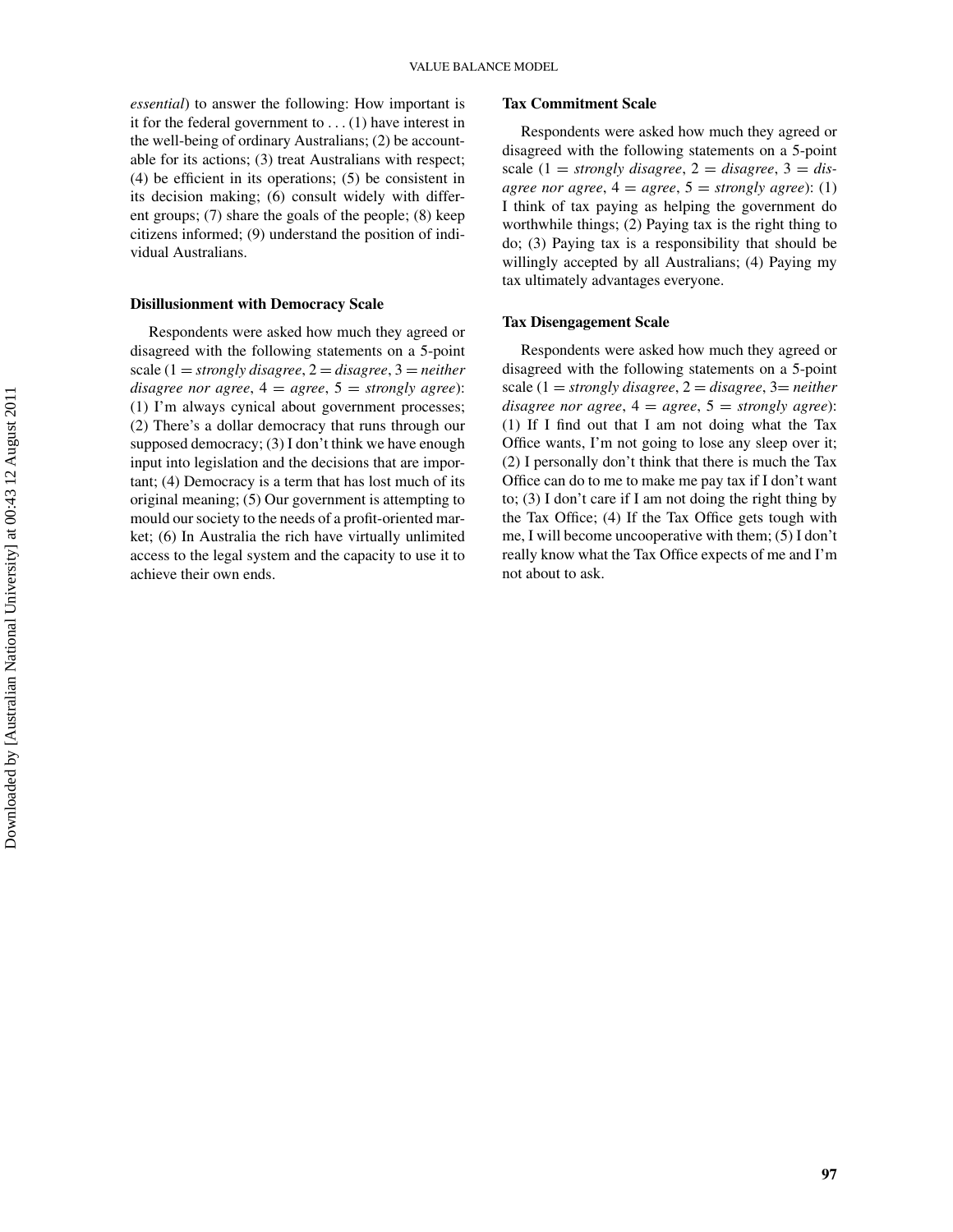*essential*) to answer the following: How important is it for the federal government to . . . (1) have interest in the well-being of ordinary Australians; (2) be accountable for its actions; (3) treat Australians with respect; (4) be efficient in its operations; (5) be consistent in its decision making; (6) consult widely with different groups; (7) share the goals of the people; (8) keep citizens informed; (9) understand the position of individual Australians.

### Disillusionment with Democracy Scale

Respondents were asked how much they agreed or disagreed with the following statements on a 5-point scale (1 = *strongly disagree*, 2 = *disagree*, 3 = *neither disagree nor agree*, 4 = *agree*, 5 = *strongly agree*): (1) I'm always cynical about government processes; (2) There's a dollar democracy that runs through our supposed democracy; (3) I don't think we have enough input into legislation and the decisions that are important; (4) Democracy is a term that has lost much of its original meaning; (5) Our government is attempting to mould our society to the needs of a profit-oriented market; (6) In Australia the rich have virtually unlimited access to the legal system and the capacity to use it to achieve their own ends.

### Tax Commitment Scale

Respondents were asked how much they agreed or disagreed with the following statements on a 5-point scale (1 = *strongly disagree*, 2 = *disagree*, 3 = *disagree nor agree*, 4 = *agree*, 5 = *strongly agree*): (1) I think of tax paying as helping the government do worthwhile things; (2) Paying tax is the right thing to do; (3) Paying tax is a responsibility that should be willingly accepted by all Australians; (4) Paying my tax ultimately advantages everyone.

### Tax Disengagement Scale

Respondents were asked how much they agreed or disagreed with the following statements on a 5-point scale (1 = *strongly disagree*, 2 = *disagree*, 3= *neither disagree nor agree*, 4 = *agree*, 5 = *strongly agree*): (1) If I find out that I am not doing what the Tax Office wants, I'm not going to lose any sleep over it; (2) I personally don't think that there is much the Tax Office can do to me to make me pay tax if I don't want to; (3) I don't care if I am not doing the right thing by the Tax Office; (4) If the Tax Office gets tough with me, I will become uncooperative with them; (5) I don't really know what the Tax Office expects of me and I'm not about to ask.